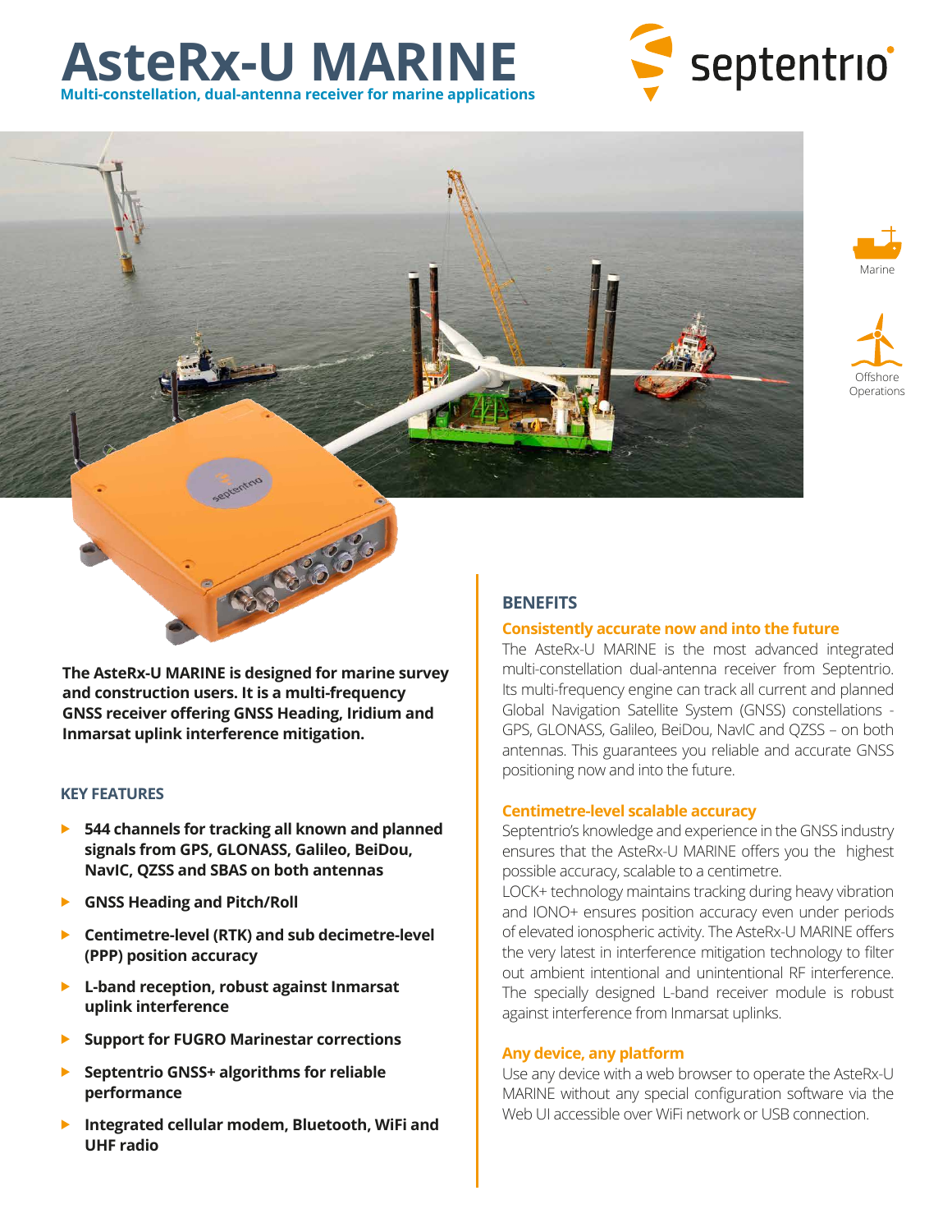# AsteRx-U MARINE

**Multi-constellation, dual-antenna receiver for marine applications**

Marine

Offshore Operations

**The AsteRx-U MARINE is designed for marine survey and construction users. It is a multi-frequency GNSS receiver offering GNSS Heading, Iridium and Inmarsat uplink interference mitigation.**

### KEY FEATURES

- **544 channels for tracking all known and planned signals from GPS, GLONASS, Galileo, BeiDou, NavIC, QZSS and SBAS on both antennas**
- **GNSS Heading and Pitch/Roll**
- **Centimetre-level (RTK) and sub decimetre-level (PPP) position accuracy**
- **L-band reception, robust against Inmarsat uplink interference**
- **Support for FUGRO Marinestar corrections**
- **Septentrio GNSS+ algorithms for reliable performance**
- **Integrated cellular modem, Bluetooth, WiFi and UHF radio**

## BENEFITS

### Consistently accurate now and into the future

The AsteRx-U MARINE is the most advanced integrated multi-constellation dual-antenna receiver from Septentrio. Its multi-frequency engine can track all current and planned Global Navigation Satellite System (GNSS) constellations - GPS, GLONASS, Galileo, BeiDou, NavIC and QZSS – on both antennas. This guarantees you reliable and accurate GNSS positioning now and into the future.

### Centimetre-level scalable accuracy

Septentrio's knowledge and experience in the GNSS industry ensures that the AsteRx-U MARINE offers you the highest possible accuracy, scalable to a centimetre.

LOCK+ technology maintains tracking during heavy vibration and IONO+ ensures position accuracy even under periods of elevated ionospheric activity. The AsteRx-U MARINE offers the very latest in interference mitigation technology to filter out ambient intentional and unintentional RF interference. The specially designed L-band receiver module is robust against interference from Inmarsat uplinks.

### Any device, any platform

Use any device with a web browser to operate the AsteRx-U MARINE without any special configuration software via the Web UI accessible over WiFi network or USB connection.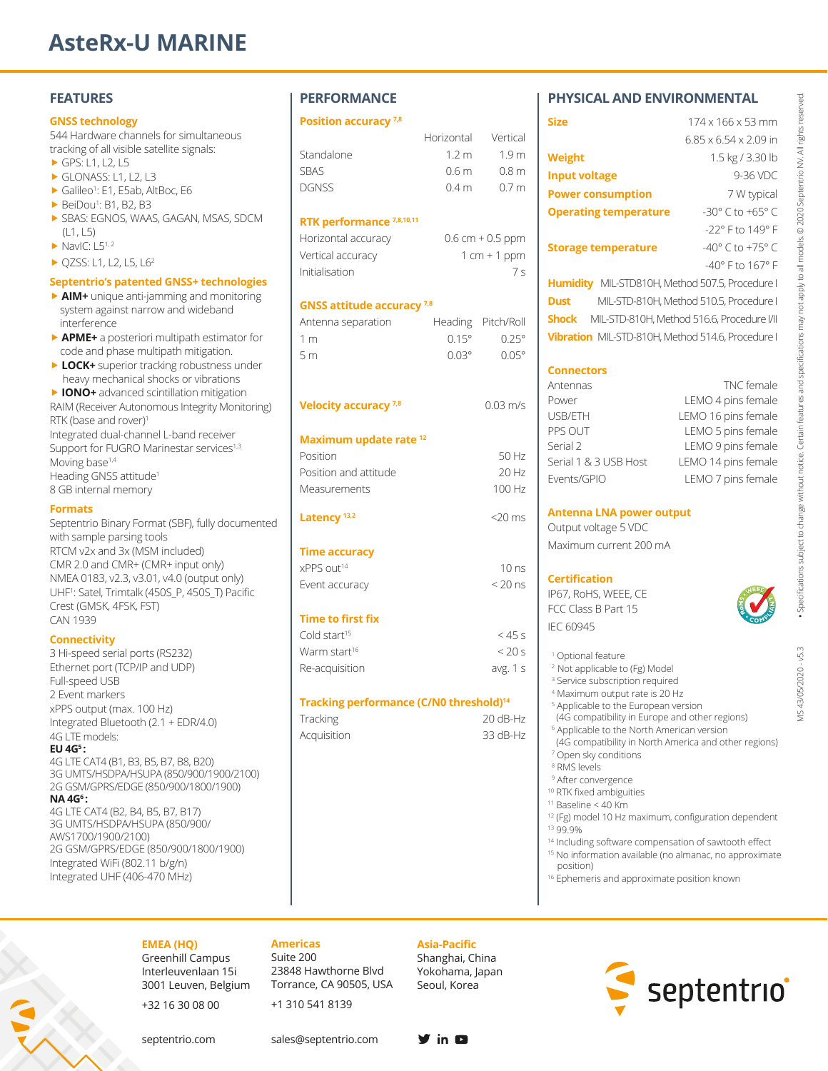# AsteRx-U MARINE

## FEATURES

### GNSS technology

544 Hardware channels for simultaneous tracking of all visible satellite signals:

- GPS: L1, L2, L5
- GLONASS: L1, L2, L3
- Galileo[1]: E1, E5ab, AltBoc, E6
- BeiDou[1]: B1, B2, B3
- SBAS: EGNOS, WAAS, GAGAN, MSAS, SDCM (L1, L5)
- NavIC: L5[1,2]
- QZSS: L1, L2, L5, L6[2]

### Septentrio's patented GNSS+ technologies

- **AIM+** unique anti-jamming and monitoring system against narrow and wideband interference
- **APME+** a posteriori multipath estimator for code and phase multipath mitigation.
- **LOCK+** superior tracking robustness under heavy mechanical shocks or vibrations
- **IONO+** advanced scintillation mitigation

RAIM (Receiver Autonomous Integrity Monitoring)
RTK (base and rover)[1]
Integrated dual-channel L-band receiver
Support for FUGRO Marinestar services[1,3]
Moving base[1,4]
Heading GNSS attitude[1]
8 GB internal memory

### Formats

Septentrio Binary Format (SBF), fully documented with sample parsing tools
RTCM v2x and 3x (MSM included)
CMR 2.0 and CMR+ (CMR+ input only)
NMEA 0183, v2.3, v3.01, v4.0 (output only)
UHF[1]: Satel, Trimtalk (450S_P, 450S_T) Pacific Crest (GMSK, 4FSK, FST)
CAN 1939

### Connectivity

3 Hi-speed serial ports (RS232)
Ethernet port (TCP/IP and UDP)
Full-speed USB
2 Event markers
xPPS output (max. 100 Hz)
Integrated Bluetooth (2.1 + EDR/4.0)
4G LTE models:

**EU 4G[5]:**
4G LTE CAT4 (B1, B3, B5, B7, B8, B20)
3G UMTS/HSDPA/HSUPA (850/900/1900/2100)
2G GSM/GPRS/EDGE (850/900/1800/1900)

**NA 4G[6]:**
4G LTE CAT4 (B2, B4, B5, B7, B17)
3G UMTS/HSDPA/HSUPA (850/900/AWS1700/1900/2100)
2G GSM/GPRS/EDGE (850/900/1800/1900)

Integrated WiFi (802.11 b/g/n)
Integrated UHF (406-470 MHz)

## PERFORMANCE

### Position accuracy [7,8]

| | Horizontal | Vertical |
|---|---|---|
| Standalone | 1.2 m | 1.9 m |
| SBAS | 0.6 m | 0.8 m |
| DGNSS | 0.4 m | 0.7 m |

### RTK performance [7,8,10,11]

| | |
|---|---|
| Horizontal accuracy | 0.6 cm + 0.5 ppm |
| Vertical accuracy | 1 cm + 1 ppm |
| Initialisation | 7 s |

### GNSS attitude accuracy [7,8]

| Antenna separation | Heading | Pitch/Roll |
|---|---|---|
| 1 m | 0.15° | 0.25° |
| 5 m | 0.03° | 0.05° |

### Velocity accuracy [7,8]

0.03 m/s

### Maximum update rate [12]

| | |
|---|---|
| Position | 50 Hz |
| Position and attitude | 20 Hz |
| Measurements | 100 Hz |

### Latency [13,2]

<20 ms

### Time accuracy

| | |
|---|---|
| xPPS out[14] | 10 ns |
| Event accuracy | < 20 ns |

### Time to first fix

| | |
|---|---|
| Cold start[15] | < 45 s |
| Warm start[16] | < 20 s |
| Re-acquisition | avg. 1 s |

### Tracking performance (C/N0 threshold)[14]

| | |
|---|---|
| Tracking | 20 dB-Hz |
| Acquisition | 33 dB-Hz |

## PHYSICAL AND ENVIRONMENTAL

| | |
|---|---|
| **Size** | 174 x 166 x 53 mm<br>6.85 x 6.54 x 2.09 in |
| **Weight** | 1.5 kg / 3.30 lb |
| **Input voltage** | 9-36 VDC |
| **Power consumption** | 7 W typical |
| **Operating temperature** | -30° C to +65° C<br>-22° F to 149° F |
| **Storage temperature** | -40° C to +75° C<br>-40° F to 167° F |
| **Humidity** | MIL-STD810H, Method 507.5, Procedure I |
| **Dust** | MIL-STD-810H, Method 510.5, Procedure I |
| **Shock** | MIL-STD-810H, Method 516.6, Procedure I/II |
| **Vibration** | MIL-STD-810H, Method 514.6, Procedure I |

### Connectors

| | |
|---|---|
| Antennas | TNC female |
| Power | LEMO 4 pins female |
| USB/ETH | LEMO 16 pins female |
| PPS OUT | LEMO 5 pins female |
| Serial 2 | LEMO 9 pins female |
| Serial 1 & 3 USB Host | LEMO 14 pins female |
| Events/GPIO | LEMO 7 pins female |

### Antenna LNA power output

Output voltage 5 VDC
Maximum current 200 mA

### Certification

IP67, RoHS, WEEE, CE
FCC Class B Part 15
IEC 60945

[1] Optional feature
[2] Not applicable to (Fg) Model
[3] Service subscription required
[4] Maximum output rate is 20 Hz
[5] Applicable to the European version (4G compatibility in Europe and other regions)
[6] Applicable to the North American version (4G compatibility in North America and other regions)
[7] Open sky conditions
[8] RMS levels
[9] After convergence
[10] RTK fixed ambiguities
[11] Baseline < 40 Km
[12] (Fg) model 10 Hz maximum, configuration dependent
[13] 99.9%
[14] Including software compensation of sawtooth effect
[15] No information available (no almanac, no approximate position)
[16] Ephemeris and approximate position known

Specifications subject to change without notice. Certain features and specifications may not apply to all models. © 2020 Septentrio NV. All rights reserved.

MS 43/05/2020 - v5.3

**EMEA (HQ)**
Greenhill Campus
Interleuvenlaan 15i
3001 Leuven, Belgium
+32 16 30 08 00

**Americas**
Suite 200
23848 Hawthorne Blvd
Torrance, CA 90505, USA
+1 310 541 8139

**Asia-Pacific**
Shanghai, China
Yokohama, Japan
Seoul, Korea

septentrio.com
sales@septentrio.com

septentrio